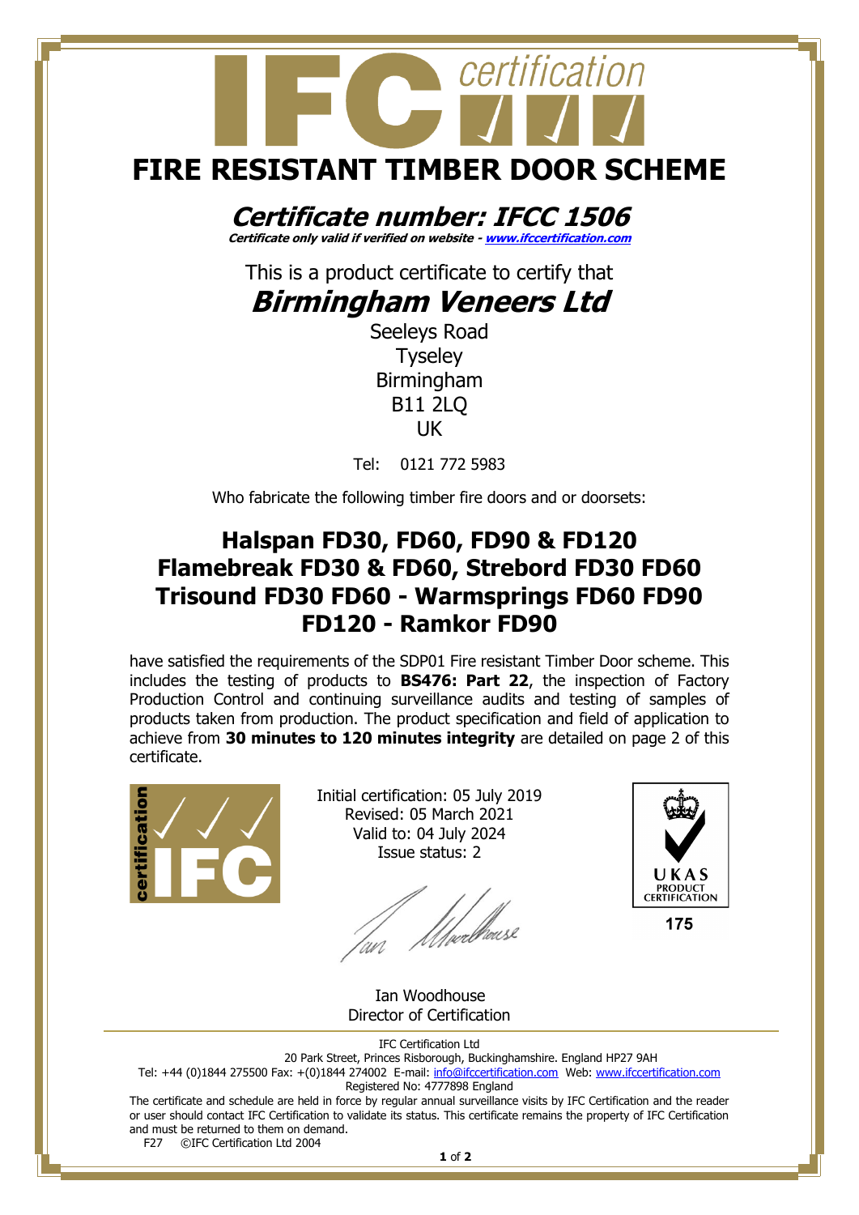# FIRE RESISTANT TIMBER DOOR SCHEME

## *Certificate number: IFCC 1506*

***Certificate only valid if verified on website - [www.ifccertification.com](http://www.ifccertification.com)***

This is a product certificate to certify that

## *Birmingham Veneers Ltd*

Seeleys Road
Tyseley
Birmingham
B11 2LQ
UK

Tel: 0121 772 5983

Who fabricate the following timber fire doors and or doorsets:

## Halspan FD30, FD60, FD90 & FD120 Flamebreak FD30 & FD60, Strebord FD30 FD60 Trisound FD30 FD60 - Warmsprings FD60 FD90 FD120 - Ramkor FD90

have satisfied the requirements of the SDP01 Fire resistant Timber Door scheme. This includes the testing of products to **BS476: Part 22**, the inspection of Factory Production Control and continuing surveillance audits and testing of samples of products taken from production. The product specification and field of application to achieve from **30 minutes to 120 minutes integrity** are detailed on page 2 of this certificate.

Initial certification: 05 July 2019
Revised: 05 March 2021
Valid to: 04 July 2024
Issue status: 2

UKAS PRODUCT CERTIFICATION
175

Ian Woodhouse
Director of Certification

IFC Certification Ltd
20 Park Street, Princes Risborough, Buckinghamshire. England HP27 9AH
Tel: +44 (0)1844 275500 Fax: +(0)1844 274002 E-mail: [info@ifccertification.com](mailto:info@ifccertification.com) Web: [www.ifccertification.com](http://www.ifccertification.com)
Registered No: 4777898 England

The certificate and schedule are held in force by regular annual surveillance visits by IFC Certification and the reader or user should contact IFC Certification to validate its status. This certificate remains the property of IFC Certification and must be returned to them on demand.

F27 ©IFC Certification Ltd 2004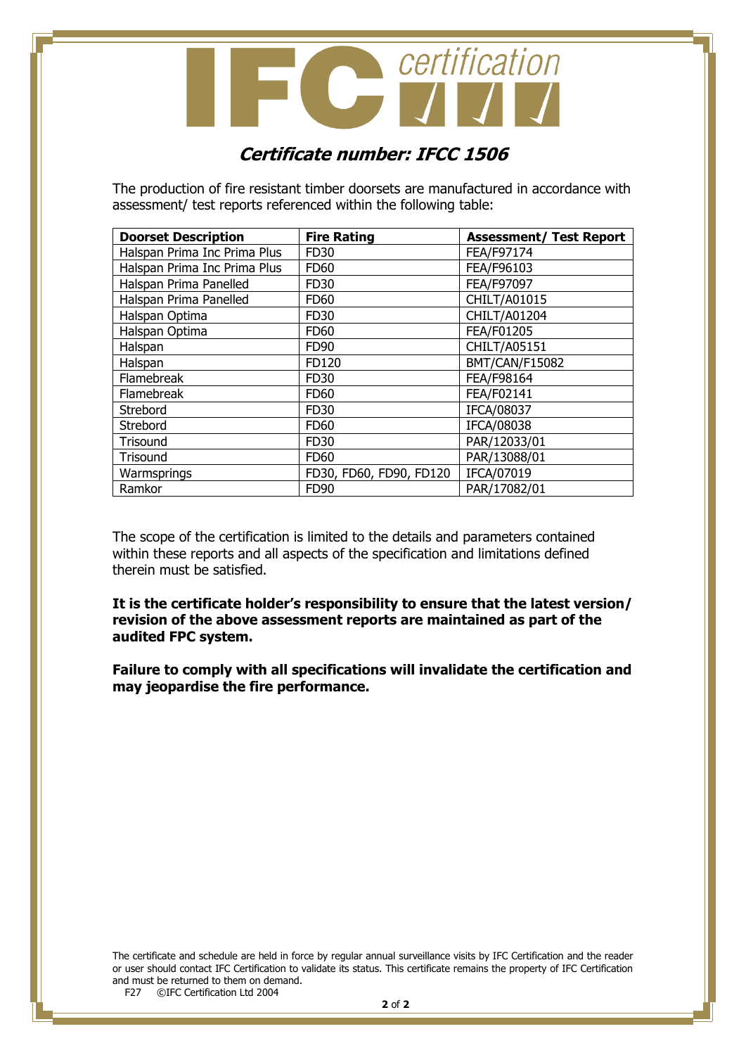# IFC certification

## *Certificate number: IFCC 1506*

The production of fire resistant timber doorsets are manufactured in accordance with assessment/ test reports referenced within the following table:

| Doorset Description | Fire Rating | Assessment/ Test Report |
|---|---|---|
| Halspan Prima Inc Prima Plus | FD30 | FEA/F97174 |
| Halspan Prima Inc Prima Plus | FD60 | FEA/F96103 |
| Halspan Prima Panelled | FD30 | FEA/F97097 |
| Halspan Prima Panelled | FD60 | CHILT/A01015 |
| Halspan Optima | FD30 | CHILT/A01204 |
| Halspan Optima | FD60 | FEA/F01205 |
| Halspan | FD90 | CHILT/A05151 |
| Halspan | FD120 | BMT/CAN/F15082 |
| Flamebreak | FD30 | FEA/F98164 |
| Flamebreak | FD60 | FEA/F02141 |
| Strebord | FD30 | IFCA/08037 |
| Strebord | FD60 | IFCA/08038 |
| Trisound | FD30 | PAR/12033/01 |
| Trisound | FD60 | PAR/13088/01 |
| Warmsprings | FD30, FD60, FD90, FD120 | IFCA/07019 |
| Ramkor | FD90 | PAR/17082/01 |

The scope of the certification is limited to the details and parameters contained within these reports and all aspects of the specification and limitations defined therein must be satisfied.

**It is the certificate holder's responsibility to ensure that the latest version/ revision of the above assessment reports are maintained as part of the audited FPC system.**

**Failure to comply with all specifications will invalidate the certification and may jeopardise the fire performance.**

The certificate and schedule are held in force by regular annual surveillance visits by IFC Certification and the reader or user should contact IFC Certification to validate its status. This certificate remains the property of IFC Certification and must be returned to them on demand.

F27 ©IFC Certification Ltd 2004